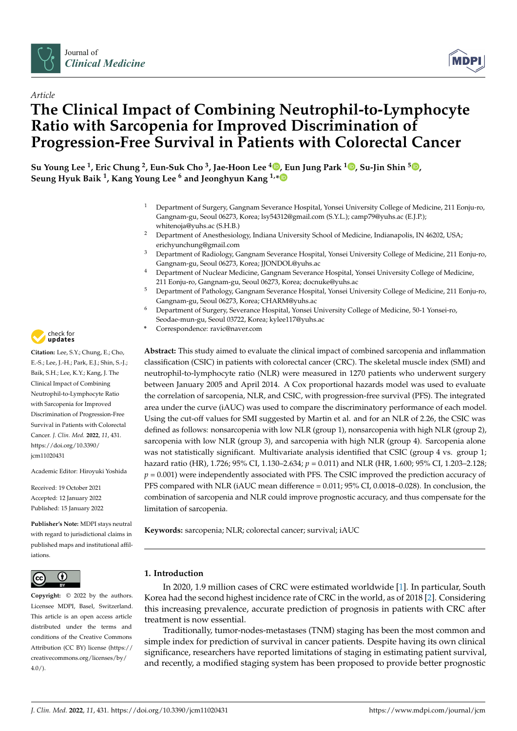*Article*

# The Clinical Impact of Combining Neutrophil-to-Lymphocyte Ratio with Sarcopenia for Improved Discrimination of Progression-Free Survival in Patients with Colorectal Cancer

**Su Young Lee [1], Eric Chung [2], Eun-Suk Cho [3], Jae-Hoon Lee [4], Eun Jung Park [1], Su-Jin Shin [5], Seung Hyuk Baik [1], Kang Young Lee [6] and Jeonghyun Kang [1,*]**

[1] Department of Surgery, Gangnam Severance Hospital, Yonsei University College of Medicine, 211 Eonju-ro, Gangnam-gu, Seoul 06273, Korea; lsy54312@gmail.com (S.Y.L.); camp79@yuhs.ac (E.J.P.); whitenoja@yuhs.ac (S.H.B.)

[2] Department of Anesthesiology, Indiana University School of Medicine, Indianapolis, IN 46202, USA; erichyunchung@gmail.com

[3] Department of Radiology, Gangnam Severance Hospital, Yonsei University College of Medicine, 211 Eonju-ro, Gangnam-gu, Seoul 06273, Korea; JJONDOL@yuhs.ac

[4] Department of Nuclear Medicine, Gangnam Severance Hospital, Yonsei University College of Medicine, 211 Eonju-ro, Gangnam-gu, Seoul 06273, Korea; docnuke@yuhs.ac

[5] Department of Pathology, Gangnam Severance Hospital, Yonsei University College of Medicine, 211 Eonju-ro, Gangnam-gu, Seoul 06273, Korea; CHARM@yuhs.ac

[6] Department of Surgery, Severance Hospital, Yonsei University College of Medicine, 50-1 Yonsei-ro, Seodae-mun-gu, Seoul 03722, Korea; kylee117@yuhs.ac

\* Correspondence: ravic@naver.com

**Citation:** Lee, S.Y.; Chung, E.; Cho, E.-S.; Lee, J.-H.; Park, E.J.; Shin, S.-J.; Baik, S.H.; Lee, K.Y.; Kang, J. The Clinical Impact of Combining Neutrophil-to-Lymphocyte Ratio with Sarcopenia for Improved Discrimination of Progression-Free Survival in Patients with Colorectal Cancer. *J. Clin. Med.* **2022**, *11*, 431. https://doi.org/10.3390/jcm11020431

Academic Editor: Hiroyuki Yoshida

Received: 19 October 2021
Accepted: 12 January 2022
Published: 15 January 2022

**Publisher's Note:** MDPI stays neutral with regard to jurisdictional claims in published maps and institutional affiliations.

**Copyright:** © 2022 by the authors. Licensee MDPI, Basel, Switzerland. This article is an open access article distributed under the terms and conditions of the Creative Commons Attribution (CC BY) license (https://creativecommons.org/licenses/by/4.0/).

**Abstract:** This study aimed to evaluate the clinical impact of combined sarcopenia and inflammation classification (CSIC) in patients with colorectal cancer (CRC). The skeletal muscle index (SMI) and neutrophil-to-lymphocyte ratio (NLR) were measured in 1270 patients who underwent surgery between January 2005 and April 2014. A Cox proportional hazards model was used to evaluate the correlation of sarcopenia, NLR, and CSIC, with progression-free survival (PFS). The integrated area under the curve (iAUC) was used to compare the discriminatory performance of each model. Using the cut-off values for SMI suggested by Martin et al. and for an NLR of 2.26, the CSIC was defined as follows: nonsarcopenia with low NLR (group 1), nonsarcopenia with high NLR (group 2), sarcopenia with low NLR (group 3), and sarcopenia with high NLR (group 4). Sarcopenia alone was not statistically significant. Multivariate analysis identified that CSIC (group 4 vs. group 1; hazard ratio (HR), 1.726; 95% CI, 1.130–2.634; $p = 0.011$) and NLR (HR, 1.600; 95% CI, 1.203–2.128; $p = 0.001$) were independently associated with PFS. The CSIC improved the prediction accuracy of PFS compared with NLR (iAUC mean difference = 0.011; 95% CI, 0.0018–0.028). In conclusion, the combination of sarcopenia and NLR could improve prognostic accuracy, and thus compensate for the limitation of sarcopenia.

**Keywords:** sarcopenia; NLR; colorectal cancer; survival; iAUC

## 1. Introduction

In 2020, 1.9 million cases of CRC were estimated worldwide [1]. In particular, South Korea had the second highest incidence rate of CRC in the world, as of 2018 [2]. Considering this increasing prevalence, accurate prediction of prognosis in patients with CRC after treatment is now essential.

Traditionally, tumor-nodes-metastases (TNM) staging has been the most common and simple index for prediction of survival in cancer patients. Despite having its own clinical significance, researchers have reported limitations of staging in estimating patient survival, and recently, a modified staging system has been proposed to provide better prognostic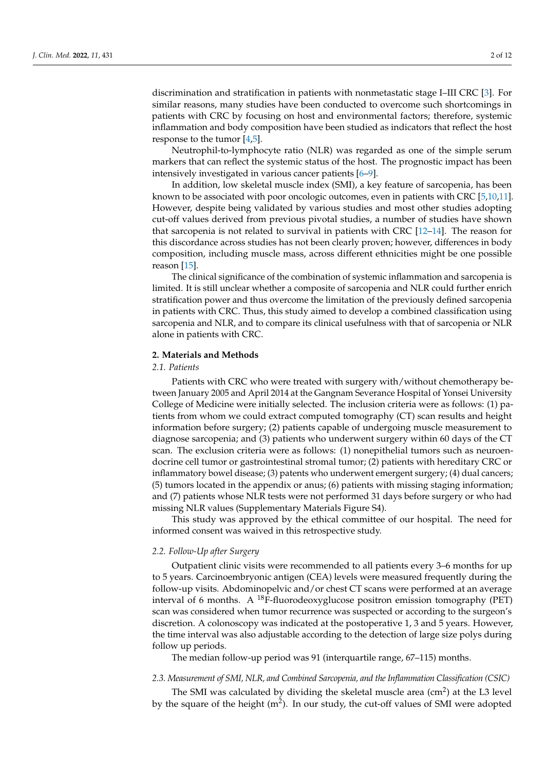discrimination and stratification in patients with nonmetastatic stage I–III CRC [3]. For similar reasons, many studies have been conducted to overcome such shortcomings in patients with CRC by focusing on host and environmental factors; therefore, systemic inflammation and body composition have been studied as indicators that reflect the host response to the tumor [4,5].

Neutrophil-to-lymphocyte ratio (NLR) was regarded as one of the simple serum markers that can reflect the systemic status of the host. The prognostic impact has been intensively investigated in various cancer patients [6–9].

In addition, low skeletal muscle index (SMI), a key feature of sarcopenia, has been known to be associated with poor oncologic outcomes, even in patients with CRC [5,10,11]. However, despite being validated by various studies and most other studies adopting cut-off values derived from previous pivotal studies, a number of studies have shown that sarcopenia is not related to survival in patients with CRC [12–14]. The reason for this discordance across studies has not been clearly proven; however, differences in body composition, including muscle mass, across different ethnicities might be one possible reason [15].

The clinical significance of the combination of systemic inflammation and sarcopenia is limited. It is still unclear whether a composite of sarcopenia and NLR could further enrich stratification power and thus overcome the limitation of the previously defined sarcopenia in patients with CRC. Thus, this study aimed to develop a combined classification using sarcopenia and NLR, and to compare its clinical usefulness with that of sarcopenia or NLR alone in patients with CRC.

## 2. Materials and Methods

### *2.1. Patients*

Patients with CRC who were treated with surgery with/without chemotherapy between January 2005 and April 2014 at the Gangnam Severance Hospital of Yonsei University College of Medicine were initially selected. The inclusion criteria were as follows: (1) patients from whom we could extract computed tomography (CT) scan results and height information before surgery; (2) patients capable of undergoing muscle measurement to diagnose sarcopenia; and (3) patients who underwent surgery within 60 days of the CT scan. The exclusion criteria were as follows: (1) nonepithelial tumors such as neuroendocrine cell tumor or gastrointestinal stromal tumor; (2) patients with hereditary CRC or inflammatory bowel disease; (3) patents who underwent emergent surgery; (4) dual cancers; (5) tumors located in the appendix or anus; (6) patients with missing staging information; and (7) patients whose NLR tests were not performed 31 days before surgery or who had missing NLR values (Supplementary Materials Figure S4).

This study was approved by the ethical committee of our hospital. The need for informed consent was waived in this retrospective study.

### *2.2. Follow-Up after Surgery*

Outpatient clinic visits were recommended to all patients every 3–6 months for up to 5 years. Carcinoembryonic antigen (CEA) levels were measured frequently during the follow-up visits. Abdominopelvic and/or chest CT scans were performed at an average interval of 6 months. A $^{18}$F-fluorodeoxyglucose positron emission tomography (PET) scan was considered when tumor recurrence was suspected or according to the surgeon's discretion. A colonoscopy was indicated at the postoperative 1, 3 and 5 years. However, the time interval was also adjustable according to the detection of large size polys during follow up periods.

The median follow-up period was 91 (interquartile range, 67–115) months.

### *2.3. Measurement of SMI, NLR, and Combined Sarcopenia, and the Inflammation Classification (CSIC)*

The SMI was calculated by dividing the skeletal muscle area (cm$^2$) at the L3 level by the square of the height (m$^2$). In our study, the cut-off values of SMI were adopted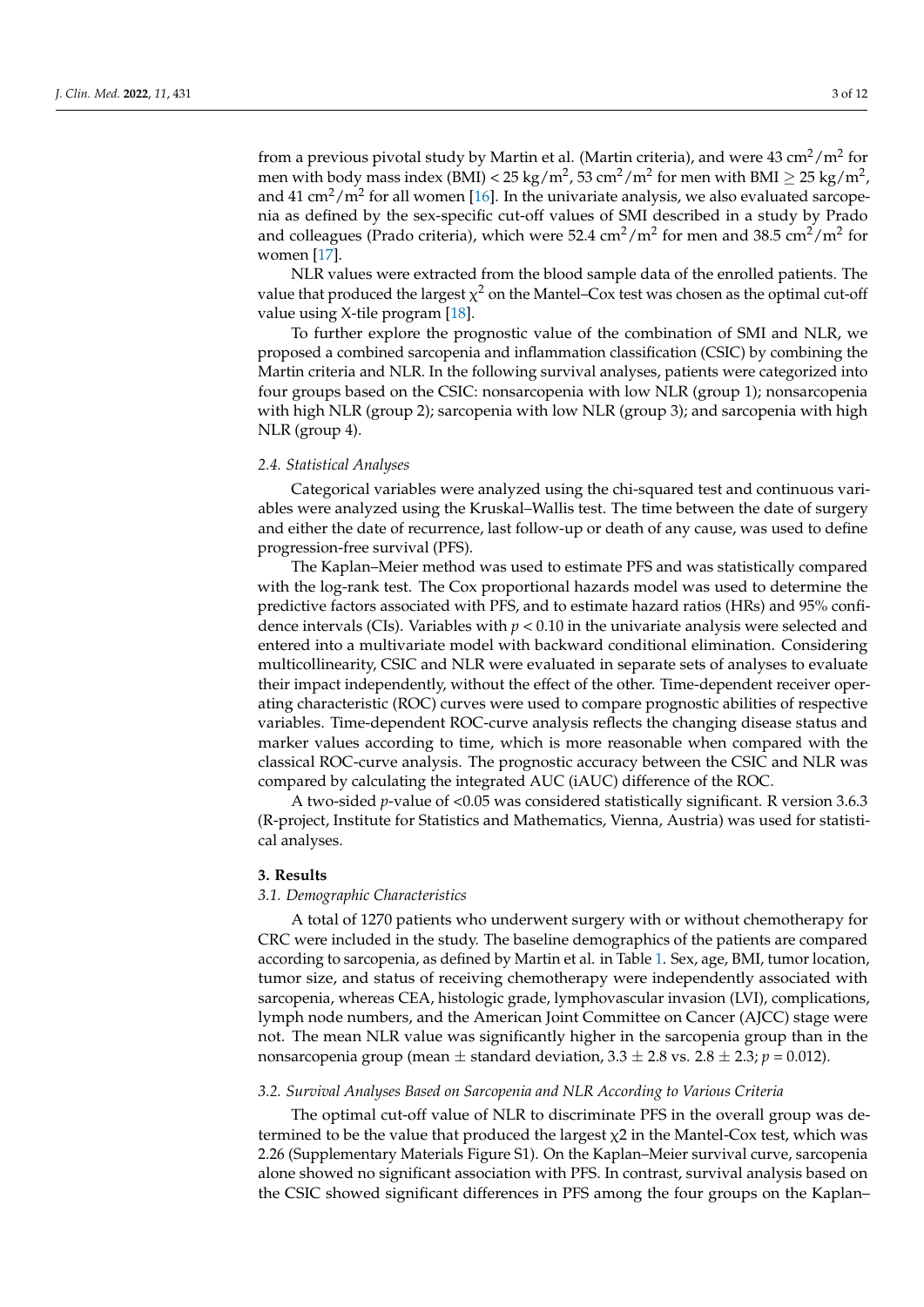from a previous pivotal study by Martin et al. (Martin criteria), and were 43 $cm^2/m^2$ for men with body mass index (BMI) < 25 $kg/m^2$, 53 $cm^2/m^2$ for men with BMI $\geq$ 25 $kg/m^2$, and 41 $cm^2/m^2$ for all women [16]. In the univariate analysis, we also evaluated sarcopenia as defined by the sex-specific cut-off values of SMI described in a study by Prado and colleagues (Prado criteria), which were 52.4 $cm^2/m^2$ for men and 38.5 $cm^2/m^2$ for women [17].

NLR values were extracted from the blood sample data of the enrolled patients. The value that produced the largest $\chi^2$ on the Mantel–Cox test was chosen as the optimal cut-off value using X-tile program [18].

To further explore the prognostic value of the combination of SMI and NLR, we proposed a combined sarcopenia and inflammation classification (CSIC) by combining the Martin criteria and NLR. In the following survival analyses, patients were categorized into four groups based on the CSIC: nonsarcopenia with low NLR (group 1); nonsarcopenia with high NLR (group 2); sarcopenia with low NLR (group 3); and sarcopenia with high NLR (group 4).

### 2.4. Statistical Analyses

Categorical variables were analyzed using the chi-squared test and continuous variables were analyzed using the Kruskal–Wallis test. The time between the date of surgery and either the date of recurrence, last follow-up or death of any cause, was used to define progression-free survival (PFS).

The Kaplan–Meier method was used to estimate PFS and was statistically compared with the log-rank test. The Cox proportional hazards model was used to determine the predictive factors associated with PFS, and to estimate hazard ratios (HRs) and 95% confidence intervals (CIs). Variables with $p < 0.10$ in the univariate analysis were selected and entered into a multivariate model with backward conditional elimination. Considering multicollinearity, CSIC and NLR were evaluated in separate sets of analyses to evaluate their impact independently, without the effect of the other. Time-dependent receiver operating characteristic (ROC) curves were used to compare prognostic abilities of respective variables. Time-dependent ROC-curve analysis reflects the changing disease status and marker values according to time, which is more reasonable when compared with the classical ROC-curve analysis. The prognostic accuracy between the CSIC and NLR was compared by calculating the integrated AUC (iAUC) difference of the ROC.

A two-sided *p*-value of <0.05 was considered statistically significant. R version 3.6.3 (R-project, Institute for Statistics and Mathematics, Vienna, Austria) was used for statistical analyses.

## 3. Results

### 3.1. Demographic Characteristics

A total of 1270 patients who underwent surgery with or without chemotherapy for CRC were included in the study. The baseline demographics of the patients are compared according to sarcopenia, as defined by Martin et al. in Table 1. Sex, age, BMI, tumor location, tumor size, and status of receiving chemotherapy were independently associated with sarcopenia, whereas CEA, histologic grade, lymphovascular invasion (LVI), complications, lymph node numbers, and the American Joint Committee on Cancer (AJCC) stage were not. The mean NLR value was significantly higher in the sarcopenia group than in the nonsarcopenia group (mean $\pm$ standard deviation, 3.3 $\pm$ 2.8 vs. 2.8 $\pm$ 2.3; $p = 0.012$).

### 3.2. Survival Analyses Based on Sarcopenia and NLR According to Various Criteria

The optimal cut-off value of NLR to discriminate PFS in the overall group was determined to be the value that produced the largest $\chi 2$ in the Mantel-Cox test, which was 2.26 (Supplementary Materials Figure S1). On the Kaplan–Meier survival curve, sarcopenia alone showed no significant association with PFS. In contrast, survival analysis based on the CSIC showed significant differences in PFS among the four groups on the Kaplan–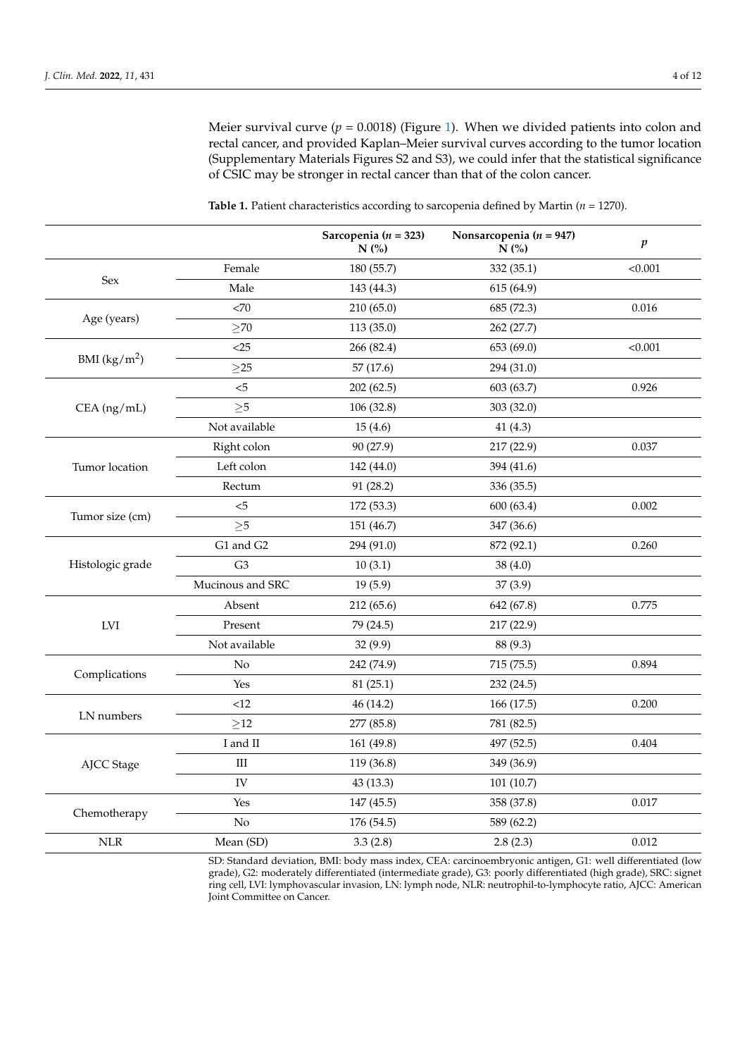Meier survival curve ($p = 0.0018$) (Figure 1). When we divided patients into colon and rectal cancer, and provided Kaplan–Meier survival curves according to the tumor location (Supplementary Materials Figures S2 and S3), we could infer that the statistical significance of CSIC may be stronger in rectal cancer than that of the colon cancer.

**Table 1.** Patient characteristics according to sarcopenia defined by Martin ($n = 1270$).

| | | Sarcopenia ($n = 323$) N (%) | Nonsarcopenia ($n = 947$) N (%) | $p$ |
|---|---|---|---|---|
| Sex | Female | 180 (55.7) | 332 (35.1) | <0.001 |
| | Male | 143 (44.3) | 615 (64.9) | |
| Age (years) | <70 | 210 (65.0) | 685 (72.3) | 0.016 |
| | ≥70 | 113 (35.0) | 262 (27.7) | |
| BMI (kg/m$^2$) | <25 | 266 (82.4) | 653 (69.0) | <0.001 |
| | ≥25 | 57 (17.6) | 294 (31.0) | |
| CEA (ng/mL) | <5 | 202 (62.5) | 603 (63.7) | 0.926 |
| | ≥5 | 106 (32.8) | 303 (32.0) | |
| | Not available | 15 (4.6) | 41 (4.3) | |
| Tumor location | Right colon | 90 (27.9) | 217 (22.9) | 0.037 |
| | Left colon | 142 (44.0) | 394 (41.6) | |
| | Rectum | 91 (28.2) | 336 (35.5) | |
| Tumor size (cm) | <5 | 172 (53.3) | 600 (63.4) | 0.002 |
| | ≥5 | 151 (46.7) | 347 (36.6) | |
| Histologic grade | G1 and G2 | 294 (91.0) | 872 (92.1) | 0.260 |
| | G3 | 10 (3.1) | 38 (4.0) | |
| | Mucinous and SRC | 19 (5.9) | 37 (3.9) | |
| LVI | Absent | 212 (65.6) | 642 (67.8) | 0.775 |
| | Present | 79 (24.5) | 217 (22.9) | |
| | Not available | 32 (9.9) | 88 (9.3) | |
| Complications | No | 242 (74.9) | 715 (75.5) | 0.894 |
| | Yes | 81 (25.1) | 232 (24.5) | |
| LN numbers | <12 | 46 (14.2) | 166 (17.5) | 0.200 |
| | ≥12 | 277 (85.8) | 781 (82.5) | |
| AJCC Stage | I and II | 161 (49.8) | 497 (52.5) | 0.404 |
| | III | 119 (36.8) | 349 (36.9) | |
| | IV | 43 (13.3) | 101 (10.7) | |
| Chemotherapy | Yes | 147 (45.5) | 358 (37.8) | 0.017 |
| | No | 176 (54.5) | 589 (62.2) | |
| NLR | Mean (SD) | 3.3 (2.8) | 2.8 (2.3) | 0.012 |

SD: Standard deviation, BMI: body mass index, CEA: carcinoembryonic antigen, G1: well differentiated (low grade), G2: moderately differentiated (intermediate grade), G3: poorly differentiated (high grade), SRC: signet ring cell, LVI: lymphovascular invasion, LN: lymph node, NLR: neutrophil-to-lymphocyte ratio, AJCC: American Joint Committee on Cancer.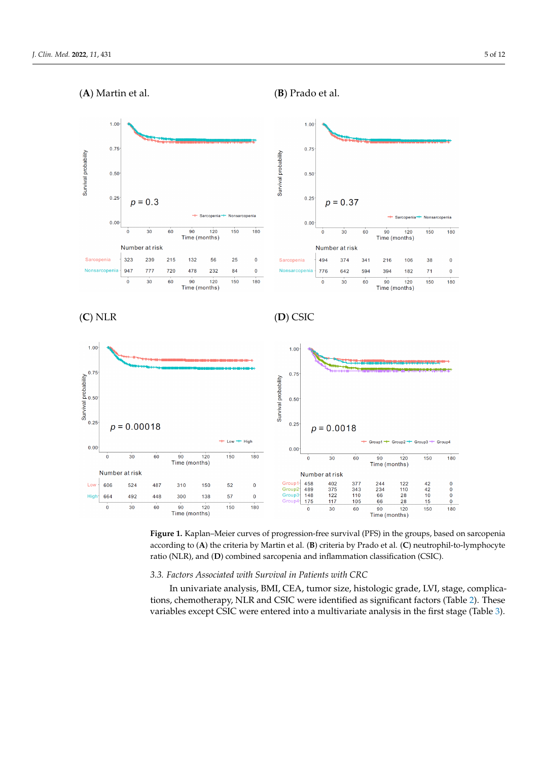**Figure 1.** Kaplan–Meier curves of progression-free survival (PFS) in the groups, based on sarcopenia according to (**A**) the criteria by Martin et al. (**B**) criteria by Prado et al. (**C**) neutrophil-to-lymphocyte ratio (NLR), and (**D**) combined sarcopenia and inflammation classification (CSIC).

*3.3. Factors Associated with Survival in Patients with CRC*

In univariate analysis, BMI, CEA, tumor size, histologic grade, LVI, stage, complications, chemotherapy, NLR and CSIC were identified as significant factors (Table 2). These variables except CSIC were entered into a multivariate analysis in the first stage (Table 3).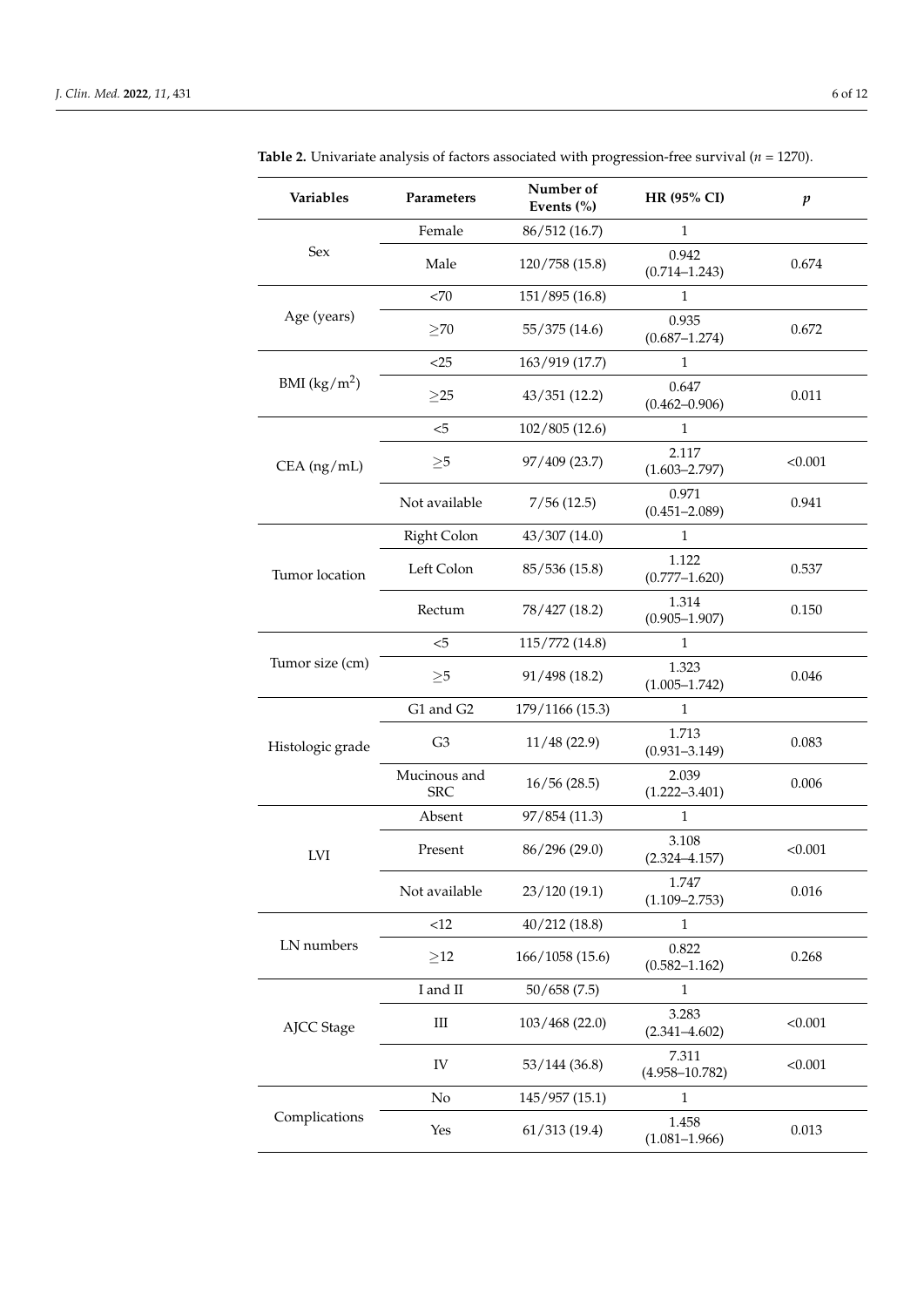**Table 2.** Univariate analysis of factors associated with progression-free survival ($n$ = 1270).

| Variables | Parameters | Number of Events (%) | HR (95% CI) | $p$ |
|---|---|---|---|---|
| Sex | Female | 86/512 (16.7) | 1 | |
| | Male | 120/758 (15.8) | 0.942 (0.714–1.243) | 0.674 |
| Age (years) | <70 | 151/895 (16.8) | 1 | |
| | ≥70 | 55/375 (14.6) | 0.935 (0.687–1.274) | 0.672 |
| BMI (kg/m$^2$) | <25 | 163/919 (17.7) | 1 | |
| | ≥25 | 43/351 (12.2) | 0.647 (0.462–0.906) | 0.011 |
| CEA (ng/mL) | <5 | 102/805 (12.6) | 1 | |
| | ≥5 | 97/409 (23.7) | 2.117 (1.603–2.797) | <0.001 |
| | Not available | 7/56 (12.5) | 0.971 (0.451–2.089) | 0.941 |
| Tumor location | Right Colon | 43/307 (14.0) | 1 | |
| | Left Colon | 85/536 (15.8) | 1.122 (0.777–1.620) | 0.537 |
| | Rectum | 78/427 (18.2) | 1.314 (0.905–1.907) | 0.150 |
| Tumor size (cm) | <5 | 115/772 (14.8) | 1 | |
| | ≥5 | 91/498 (18.2) | 1.323 (1.005–1.742) | 0.046 |
| Histologic grade | G1 and G2 | 179/1166 (15.3) | 1 | |
| | G3 | 11/48 (22.9) | 1.713 (0.931–3.149) | 0.083 |
| | Mucinous and SRC | 16/56 (28.5) | 2.039 (1.222–3.401) | 0.006 |
| LVI | Absent | 97/854 (11.3) | 1 | |
| | Present | 86/296 (29.0) | 3.108 (2.324–4.157) | <0.001 |
| | Not available | 23/120 (19.1) | 1.747 (1.109–2.753) | 0.016 |
| LN numbers | <12 | 40/212 (18.8) | 1 | |
| | ≥12 | 166/1058 (15.6) | 0.822 (0.582–1.162) | 0.268 |
| AJCC Stage | I and II | 50/658 (7.5) | 1 | |
| | III | 103/468 (22.0) | 3.283 (2.341–4.602) | <0.001 |
| | IV | 53/144 (36.8) | 7.311 (4.958–10.782) | <0.001 |
| Complications | No | 145/957 (15.1) | 1 | |
| | Yes | 61/313 (19.4) | 1.458 (1.081–1.966) | 0.013 |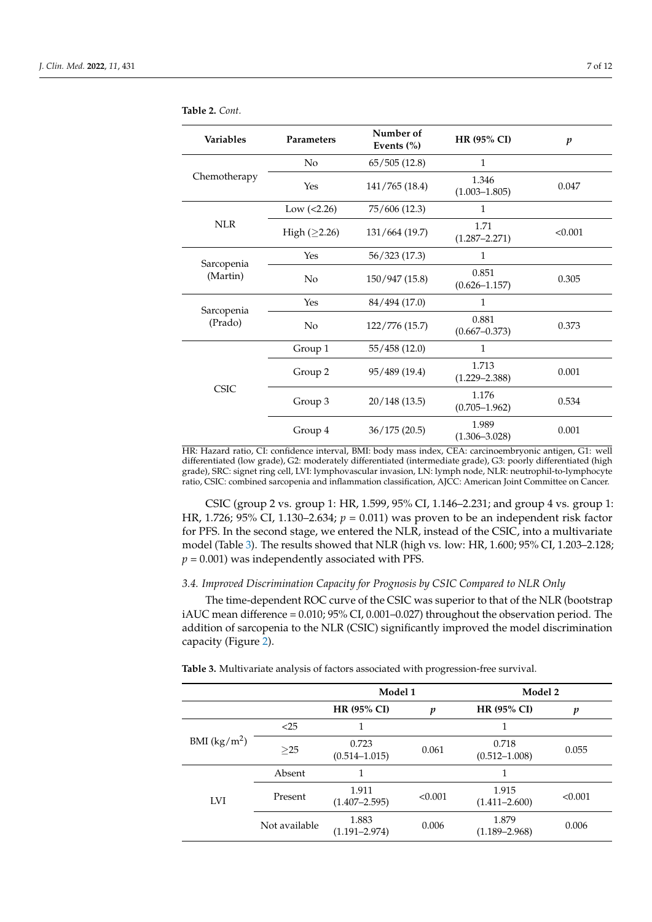**Table 2.** *Cont.*

| Variables | Parameters | Number of Events (%) | HR (95% CI) | *p* |
|---|---|---|---|---|
| Chemotherapy | No | 65/505 (12.8) | 1 | |
| | Yes | 141/765 (18.4) | 1.346 (1.003–1.805) | 0.047 |
| NLR | Low (<2.26) | 75/606 (12.3) | 1 | |
| | High (≥2.26) | 131/664 (19.7) | 1.71 (1.287–2.271) | <0.001 |
| Sarcopenia (Martin) | Yes | 56/323 (17.3) | 1 | |
| | No | 150/947 (15.8) | 0.851 (0.626–1.157) | 0.305 |
| Sarcopenia (Prado) | Yes | 84/494 (17.0) | 1 | |
| | No | 122/776 (15.7) | 0.881 (0.667–0.373) | 0.373 |
| CSIC | Group 1 | 55/458 (12.0) | 1 | |
| | Group 2 | 95/489 (19.4) | 1.713 (1.229–2.388) | 0.001 |
| | Group 3 | 20/148 (13.5) | 1.176 (0.705–1.962) | 0.534 |
| | Group 4 | 36/175 (20.5) | 1.989 (1.306–3.028) | 0.001 |

HR: Hazard ratio, CI: confidence interval, BMI: body mass index, CEA: carcinoembryonic antigen, G1: well differentiated (low grade), G2: moderately differentiated (intermediate grade), G3: poorly differentiated (high grade), SRC: signet ring cell, LVI: lymphovascular invasion, LN: lymph node, NLR: neutrophil-to-lymphocyte ratio, CSIC: combined sarcopenia and inflammation classification, AJCC: American Joint Committee on Cancer.

CSIC (group 2 vs. group 1: HR, 1.599, 95% CI, 1.146–2.231; and group 4 vs. group 1: HR, 1.726; 95% CI, 1.130–2.634; $p = 0.011$) was proven to be an independent risk factor for PFS. In the second stage, we entered the NLR, instead of the CSIC, into a multivariate model (Table 3). The results showed that NLR (high vs. low: HR, 1.600; 95% CI, 1.203–2.128; $p = 0.001$) was independently associated with PFS.

### *3.4. Improved Discrimination Capacity for Prognosis by CSIC Compared to NLR Only*

The time-dependent ROC curve of the CSIC was superior to that of the NLR (bootstrap iAUC mean difference = 0.010; 95% CI, 0.001–0.027) throughout the observation period. The addition of sarcopenia to the NLR (CSIC) significantly improved the model discrimination capacity (Figure 2).

**Table 3.** Multivariate analysis of factors associated with progression-free survival.

| | | Model 1 | | Model 2 | |
|---|---|---|---|---|---|
| | | HR (95% CI) | *p* | HR (95% CI) | *p* |
| BMI (kg/m$^2$) | <25 | 1 | | 1 | |
| | ≥25 | 0.723 (0.514–1.015) | 0.061 | 0.718 (0.512–1.008) | 0.055 |
| LVI | Absent | 1 | | 1 | |
| | Present | 1.911 (1.407–2.595) | <0.001 | 1.915 (1.411–2.600) | <0.001 |
| | Not available | 1.883 (1.191–2.974) | 0.006 | 1.879 (1.189–2.968) | 0.006 |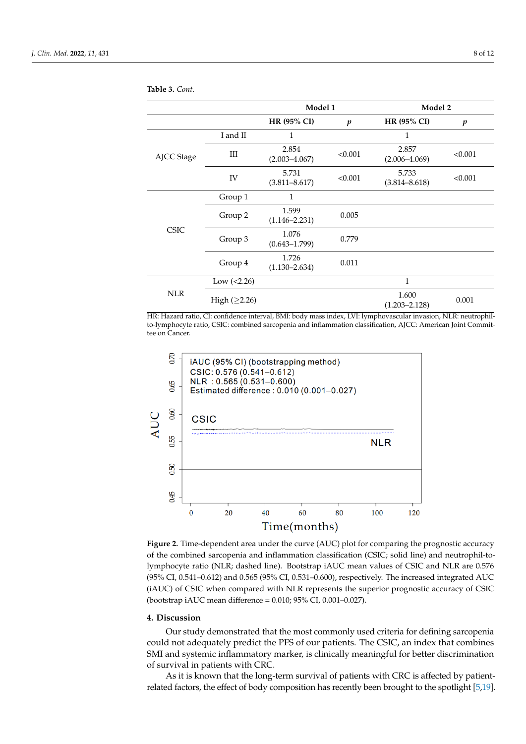**Table 3.** *Cont.*

| | | Model 1 | | Model 2 | |
|---|---|---|---|---|---|
| | | **HR (95% CI)** | ***p*** | **HR (95% CI)** | ***p*** |
| AJCC Stage | I and II | 1 | | 1 | |
| | III | 2.854 (2.003–4.067) | <0.001 | 2.857 (2.006–4.069) | <0.001 |
| | IV | 5.731 (3.811–8.617) | <0.001 | 5.733 (3.814–8.618) | <0.001 |
| CSIC | Group 1 | 1 | | | |
| | Group 2 | 1.599 (1.146–2.231) | 0.005 | | |
| | Group 3 | 1.076 (0.643–1.799) | 0.779 | | |
| | Group 4 | 1.726 (1.130–2.634) | 0.011 | | |
| NLR | Low (<2.26) | | | 1 | |
| | High (≥2.26) | | | 1.600 (1.203–2.128) | 0.001 |

HR: Hazard ratio, CI: confidence interval, BMI: body mass index, LVI: lymphovascular invasion, NLR: neutrophil-to-lymphocyte ratio, CSIC: combined sarcopenia and inflammation classification, AJCC: American Joint Committee on Cancer.

**Figure 2.** Time-dependent area under the curve (AUC) plot for comparing the prognostic accuracy of the combined sarcopenia and inflammation classification (CSIC; solid line) and neutrophil-to-lymphocyte ratio (NLR; dashed line). Bootstrap iAUC mean values of CSIC and NLR are 0.576 (95% CI, 0.541–0.612) and 0.565 (95% CI, 0.531–0.600), respectively. The increased integrated AUC (iAUC) of CSIC when compared with NLR represents the superior prognostic accuracy of CSIC (bootstrap iAUC mean difference = 0.010; 95% CI, 0.001–0.027).

## 4. Discussion

Our study demonstrated that the most commonly used criteria for defining sarcopenia could not adequately predict the PFS of our patients. The CSIC, an index that combines SMI and systemic inflammatory marker, is clinically meaningful for better discrimination of survival in patients with CRC.

As it is known that the long-term survival of patients with CRC is affected by patient-related factors, the effect of body composition has recently been brought to the spotlight [5,19].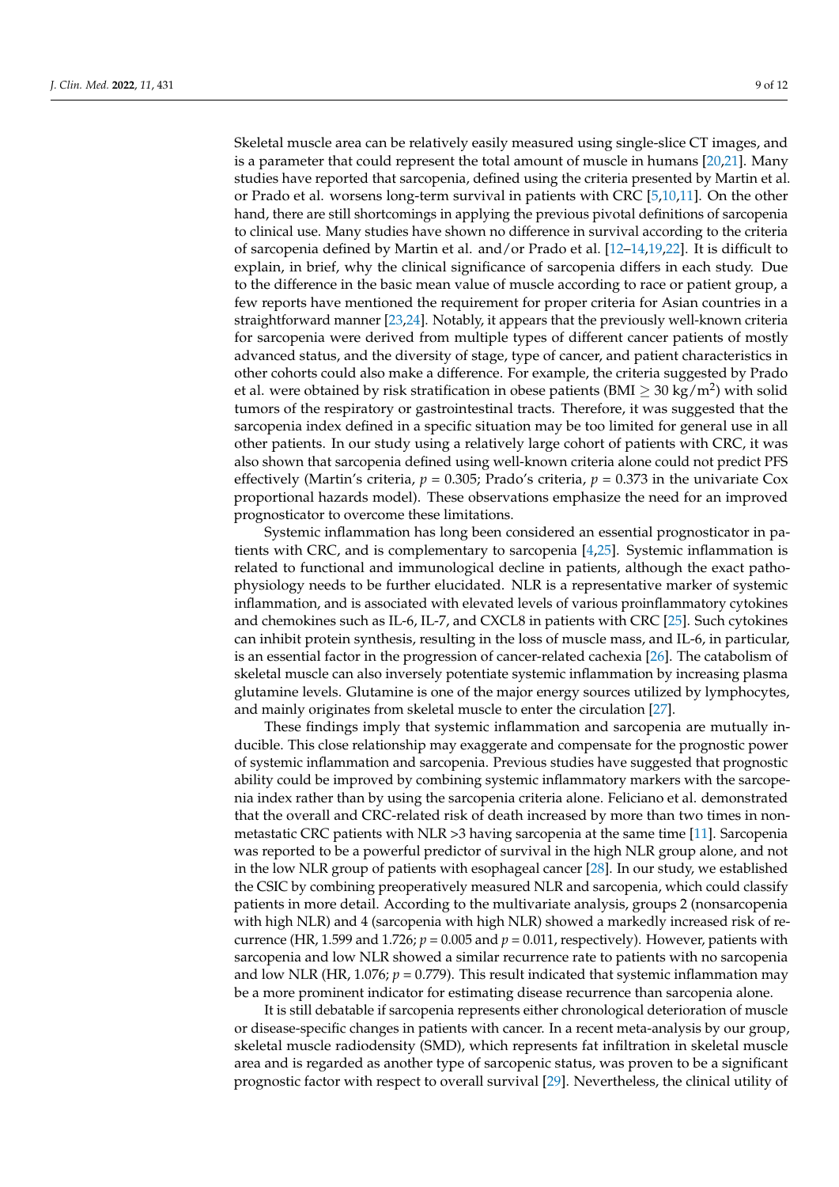Skeletal muscle area can be relatively easily measured using single-slice CT images, and is a parameter that could represent the total amount of muscle in humans [20,21]. Many studies have reported that sarcopenia, defined using the criteria presented by Martin et al. or Prado et al. worsens long-term survival in patients with CRC [5,10,11]. On the other hand, there are still shortcomings in applying the previous pivotal definitions of sarcopenia to clinical use. Many studies have shown no difference in survival according to the criteria of sarcopenia defined by Martin et al. and/or Prado et al. [12–14,19,22]. It is difficult to explain, in brief, why the clinical significance of sarcopenia differs in each study. Due to the difference in the basic mean value of muscle according to race or patient group, a few reports have mentioned the requirement for proper criteria for Asian countries in a straightforward manner [23,24]. Notably, it appears that the previously well-known criteria for sarcopenia were derived from multiple types of different cancer patients of mostly advanced status, and the diversity of stage, type of cancer, and patient characteristics in other cohorts could also make a difference. For example, the criteria suggested by Prado et al. were obtained by risk stratification in obese patients (BMI $\geq$ 30 kg/m$^2$) with solid tumors of the respiratory or gastrointestinal tracts. Therefore, it was suggested that the sarcopenia index defined in a specific situation may be too limited for general use in all other patients. In our study using a relatively large cohort of patients with CRC, it was also shown that sarcopenia defined using well-known criteria alone could not predict PFS effectively (Martin's criteria, $p$ = 0.305; Prado's criteria, $p$ = 0.373 in the univariate Cox proportional hazards model). These observations emphasize the need for an improved prognosticator to overcome these limitations.

Systemic inflammation has long been considered an essential prognosticator in patients with CRC, and is complementary to sarcopenia [4,25]. Systemic inflammation is related to functional and immunological decline in patients, although the exact pathophysiology needs to be further elucidated. NLR is a representative marker of systemic inflammation, and is associated with elevated levels of various proinflammatory cytokines and chemokines such as IL-6, IL-7, and CXCL8 in patients with CRC [25]. Such cytokines can inhibit protein synthesis, resulting in the loss of muscle mass, and IL-6, in particular, is an essential factor in the progression of cancer-related cachexia [26]. The catabolism of skeletal muscle can also inversely potentiate systemic inflammation by increasing plasma glutamine levels. Glutamine is one of the major energy sources utilized by lymphocytes, and mainly originates from skeletal muscle to enter the circulation [27].

These findings imply that systemic inflammation and sarcopenia are mutually inducible. This close relationship may exaggerate and compensate for the prognostic power of systemic inflammation and sarcopenia. Previous studies have suggested that prognostic ability could be improved by combining systemic inflammatory markers with the sarcopenia index rather than by using the sarcopenia criteria alone. Feliciano et al. demonstrated that the overall and CRC-related risk of death increased by more than two times in non-metastatic CRC patients with NLR >3 having sarcopenia at the same time [11]. Sarcopenia was reported to be a powerful predictor of survival in the high NLR group alone, and not in the low NLR group of patients with esophageal cancer [28]. In our study, we established the CSIC by combining preoperatively measured NLR and sarcopenia, which could classify patients in more detail. According to the multivariate analysis, groups 2 (nonsarcopenia with high NLR) and 4 (sarcopenia with high NLR) showed a markedly increased risk of recurrence (HR, 1.599 and 1.726; $p$ = 0.005 and $p$ = 0.011, respectively). However, patients with sarcopenia and low NLR showed a similar recurrence rate to patients with no sarcopenia and low NLR (HR, 1.076; $p$ = 0.779). This result indicated that systemic inflammation may be a more prominent indicator for estimating disease recurrence than sarcopenia alone.

It is still debatable if sarcopenia represents either chronological deterioration of muscle or disease-specific changes in patients with cancer. In a recent meta-analysis by our group, skeletal muscle radiodensity (SMD), which represents fat infiltration in skeletal muscle area and is regarded as another type of sarcopenic status, was proven to be a significant prognostic factor with respect to overall survival [29]. Nevertheless, the clinical utility of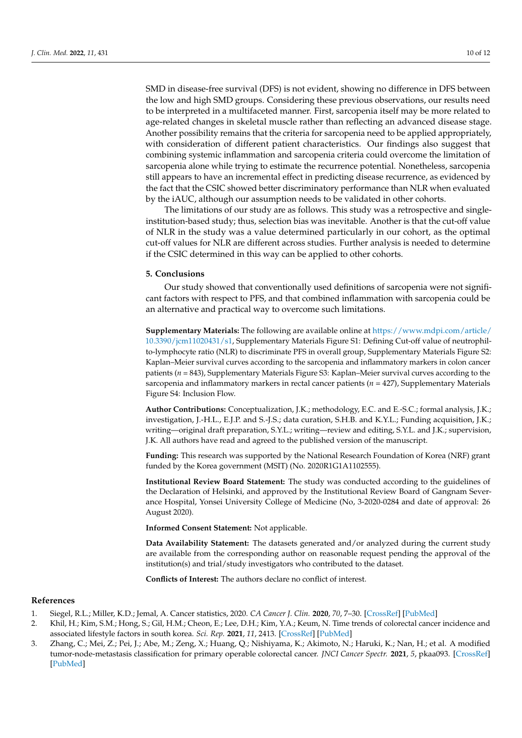SMD in disease-free survival (DFS) is not evident, showing no difference in DFS between the low and high SMD groups. Considering these previous observations, our results need to be interpreted in a multifaceted manner. First, sarcopenia itself may be more related to age-related changes in skeletal muscle rather than reflecting an advanced disease stage. Another possibility remains that the criteria for sarcopenia need to be applied appropriately, with consideration of different patient characteristics. Our findings also suggest that combining systemic inflammation and sarcopenia criteria could overcome the limitation of sarcopenia alone while trying to estimate the recurrence potential. Nonetheless, sarcopenia still appears to have an incremental effect in predicting disease recurrence, as evidenced by the fact that the CSIC showed better discriminatory performance than NLR when evaluated by the iAUC, although our assumption needs to be validated in other cohorts.

The limitations of our study are as follows. This study was a retrospective and single-institution-based study; thus, selection bias was inevitable. Another is that the cut-off value of NLR in the study was a value determined particularly in our cohort, as the optimal cut-off values for NLR are different across studies. Further analysis is needed to determine if the CSIC determined in this way can be applied to other cohorts.

## 5. Conclusions

Our study showed that conventionally used definitions of sarcopenia were not significant factors with respect to PFS, and that combined inflammation with sarcopenia could be an alternative and practical way to overcome such limitations.

**Supplementary Materials:** The following are available online at https://www.mdpi.com/article/10.3390/jcm11020431/s1, Supplementary Materials Figure S1: Defining Cut-off value of neutrophil-to-lymphocyte ratio (NLR) to discriminate PFS in overall group, Supplementary Materials Figure S2: Kaplan–Meier survival curves according to the sarcopenia and inflammatory markers in colon cancer patients (*n* = 843), Supplementary Materials Figure S3: Kaplan–Meier survival curves according to the sarcopenia and inflammatory markers in rectal cancer patients (*n* = 427), Supplementary Materials Figure S4: Inclusion Flow.

**Author Contributions:** Conceptualization, J.K.; methodology, E.C. and E.-S.C.; formal analysis, J.K.; investigation, J.-H.L., E.J.P. and S.-J.S.; data curation, S.H.B. and K.Y.L.; Funding acquisition, J.K.; writing—original draft preparation, S.Y.L.; writing—review and editing, S.Y.L. and J.K.; supervision, J.K. All authors have read and agreed to the published version of the manuscript.

**Funding:** This research was supported by the National Research Foundation of Korea (NRF) grant funded by the Korea government (MSIT) (No. 2020R1G1A1102555).

**Institutional Review Board Statement:** The study was conducted according to the guidelines of the Declaration of Helsinki, and approved by the Institutional Review Board of Gangnam Severance Hospital, Yonsei University College of Medicine (No, 3-2020-0284 and date of approval: 26 August 2020).

**Informed Consent Statement:** Not applicable.

**Data Availability Statement:** The datasets generated and/or analyzed during the current study are available from the corresponding author on reasonable request pending the approval of the institution(s) and trial/study investigators who contributed to the dataset.

**Conflicts of Interest:** The authors declare no conflict of interest.

## References

1. Siegel, R.L.; Miller, K.D.; Jemal, A. Cancer statistics, 2020. *CA Cancer J. Clin.* **2020**, *70*, 7–30. [CrossRef] [PubMed]
2. Khil, H.; Kim, S.M.; Hong, S.; Gil, H.M.; Cheon, E.; Lee, D.H.; Kim, Y.A.; Keum, N. Time trends of colorectal cancer incidence and associated lifestyle factors in south korea. *Sci. Rep.* **2021**, *11*, 2413. [CrossRef] [PubMed]
3. Zhang, C.; Mei, Z.; Pei, J.; Abe, M.; Zeng, X.; Huang, Q.; Nishiyama, K.; Akimoto, N.; Haruki, K.; Nan, H.; et al. A modified tumor-node-metastasis classification for primary operable colorectal cancer. *JNCI Cancer Spectr.* **2021**, *5*, pkaa093. [CrossRef] [PubMed]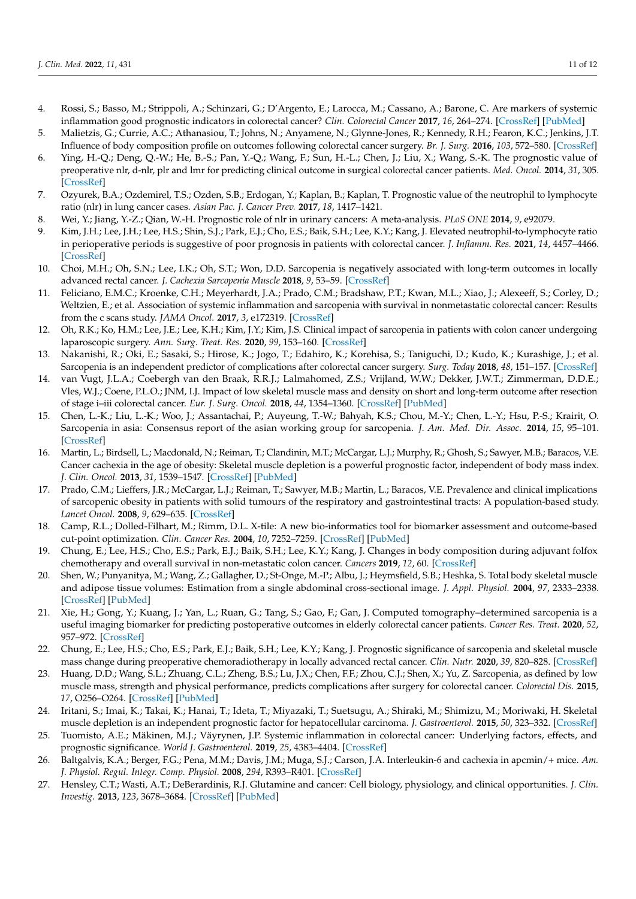4. Rossi, S.; Basso, M.; Strippoli, A.; Schinzari, G.; D'Argento, E.; Larocca, M.; Cassano, A.; Barone, C. Are markers of systemic inflammation good prognostic indicators in colorectal cancer? *Clin. Colorectal Cancer* **2017**, *16*, 264–274. [CrossRef] [PubMed]
5. Malietzis, G.; Currie, A.C.; Athanasiou, T.; Johns, N.; Anyamene, N.; Glynne-Jones, R.; Kennedy, R.H.; Fearon, K.C.; Jenkins, J.T. Influence of body composition profile on outcomes following colorectal cancer surgery. *Br. J. Surg.* **2016**, *103*, 572–580. [CrossRef]
6. Ying, H.-Q.; Deng, Q.-W.; He, B.-S.; Pan, Y.-Q.; Wang, F.; Sun, H.-L.; Chen, J.; Liu, X.; Wang, S.-K. The prognostic value of preoperative nlr, d-nlr, plr and lmr for predicting clinical outcome in surgical colorectal cancer patients. *Med. Oncol.* **2014**, *31*, 305. [CrossRef]
7. Ozyurek, B.A.; Ozdemirel, T.S.; Ozden, S.B.; Erdogan, Y.; Kaplan, B.; Kaplan, T. Prognostic value of the neutrophil to lymphocyte ratio (nlr) in lung cancer cases. *Asian Pac. J. Cancer Prev.* **2017**, *18*, 1417–1421.
8. Wei, Y.; Jiang, Y.-Z.; Qian, W.-H. Prognostic role of nlr in urinary cancers: A meta-analysis. *PLoS ONE* **2014**, *9*, e92079.
9. Kim, J.H.; Lee, J.H.; Lee, H.S.; Shin, S.J.; Park, E.J.; Cho, E.S.; Baik, S.H.; Lee, K.Y.; Kang, J. Elevated neutrophil-to-lymphocyte ratio in perioperative periods is suggestive of poor prognosis in patients with colorectal cancer. *J. Inflamm. Res.* **2021**, *14*, 4457–4466. [CrossRef]
10. Choi, M.H.; Oh, S.N.; Lee, I.K.; Oh, S.T.; Won, D.D. Sarcopenia is negatively associated with long-term outcomes in locally advanced rectal cancer. *J. Cachexia Sarcopenia Muscle* **2018**, *9*, 53–59. [CrossRef]
11. Feliciano, E.M.C.; Kroenke, C.H.; Meyerhardt, J.A.; Prado, C.M.; Bradshaw, P.T.; Kwan, M.L.; Xiao, J.; Alexeeff, S.; Corley, D.; Weltzien, E.; et al. Association of systemic inflammation and sarcopenia with survival in nonmetastatic colorectal cancer: Results from the c scans study. *JAMA Oncol.* **2017**, *3*, e172319. [CrossRef]
12. Oh, R.K.; Ko, H.M.; Lee, J.E.; Lee, K.H.; Kim, J.Y.; Kim, J.S. Clinical impact of sarcopenia in patients with colon cancer undergoing laparoscopic surgery. *Ann. Surg. Treat. Res.* **2020**, *99*, 153–160. [CrossRef]
13. Nakanishi, R.; Oki, E.; Sasaki, S.; Hirose, K.; Jogo, T.; Edahiro, K.; Korehisa, S.; Taniguchi, D.; Kudo, K.; Kurashige, J.; et al. Sarcopenia is an independent predictor of complications after colorectal cancer surgery. *Surg. Today* **2018**, *48*, 151–157. [CrossRef]
14. van Vugt, J.L.A.; Coebergh van den Braak, R.R.J.; Lalmahomed, Z.S.; Vrijland, W.W.; Dekker, J.W.T.; Zimmerman, D.D.E.; Vles, W.J.; Coene, P.L.O.; JNM, I.J. Impact of low skeletal muscle mass and density on short and long-term outcome after resection of stage i–iii colorectal cancer. *Eur. J. Surg. Oncol.* **2018**, *44*, 1354–1360. [CrossRef] [PubMed]
15. Chen, L.-K.; Liu, L.-K.; Woo, J.; Assantachai, P.; Auyeung, T.-W.; Bahyah, K.S.; Chou, M.-Y.; Chen, L.-Y.; Hsu, P.-S.; Krairit, O. Sarcopenia in asia: Consensus report of the asian working group for sarcopenia. *J. Am. Med. Dir. Assoc.* **2014**, *15*, 95–101. [CrossRef]
16. Martin, L.; Birdsell, L.; Macdonald, N.; Reiman, T.; Clandinin, M.T.; McCargar, L.J.; Murphy, R.; Ghosh, S.; Sawyer, M.B.; Baracos, V.E. Cancer cachexia in the age of obesity: Skeletal muscle depletion is a powerful prognostic factor, independent of body mass index. *J. Clin. Oncol.* **2013**, *31*, 1539–1547. [CrossRef] [PubMed]
17. Prado, C.M.; Lieffers, J.R.; McCargar, L.J.; Reiman, T.; Sawyer, M.B.; Martin, L.; Baracos, V.E. Prevalence and clinical implications of sarcopenic obesity in patients with solid tumours of the respiratory and gastrointestinal tracts: A population-based study. *Lancet Oncol.* **2008**, *9*, 629–635. [CrossRef]
18. Camp, R.L.; Dolled-Filhart, M.; Rimm, D.L. X-tile: A new bio-informatics tool for biomarker assessment and outcome-based cut-point optimization. *Clin. Cancer Res.* **2004**, *10*, 7252–7259. [CrossRef] [PubMed]
19. Chung, E.; Lee, H.S.; Cho, E.S.; Park, E.J.; Baik, S.H.; Lee, K.Y.; Kang, J. Changes in body composition during adjuvant folfox chemotherapy and overall survival in non-metastatic colon cancer. *Cancers* **2019**, *12*, 60. [CrossRef]
20. Shen, W.; Punyanitya, M.; Wang, Z.; Gallagher, D.; St-Onge, M.-P.; Albu, J.; Heymsfield, S.B.; Heshka, S. Total body skeletal muscle and adipose tissue volumes: Estimation from a single abdominal cross-sectional image. *J. Appl. Physiol.* **2004**, *97*, 2333–2338. [CrossRef] [PubMed]
21. Xie, H.; Gong, Y.; Kuang, J.; Yan, L.; Ruan, G.; Tang, S.; Gao, F.; Gan, J. Computed tomography–determined sarcopenia is a useful imaging biomarker for predicting postoperative outcomes in elderly colorectal cancer patients. *Cancer Res. Treat.* **2020**, *52*, 957–972. [CrossRef]
22. Chung, E.; Lee, H.S.; Cho, E.S.; Park, E.J.; Baik, S.H.; Lee, K.Y.; Kang, J. Prognostic significance of sarcopenia and skeletal muscle mass change during preoperative chemoradiotherapy in locally advanced rectal cancer. *Clin. Nutr.* **2020**, *39*, 820–828. [CrossRef]
23. Huang, D.D.; Wang, S.L.; Zhuang, C.L.; Zheng, B.S.; Lu, J.X.; Chen, F.F.; Zhou, C.J.; Shen, X.; Yu, Z. Sarcopenia, as defined by low muscle mass, strength and physical performance, predicts complications after surgery for colorectal cancer. *Colorectal Dis.* **2015**, *17*, O256–O264. [CrossRef] [PubMed]
24. Iritani, S.; Imai, K.; Takai, K.; Hanai, T.; Ideta, T.; Miyazaki, T.; Suetsugu, A.; Shiraki, M.; Shimizu, M.; Moriwaki, H. Skeletal muscle depletion is an independent prognostic factor for hepatocellular carcinoma. *J. Gastroenterol.* **2015**, *50*, 323–332. [CrossRef]
25. Tuomisto, A.E.; Mäkinen, M.J.; Väyrynen, J.P. Systemic inflammation in colorectal cancer: Underlying factors, effects, and prognostic significance. *World J. Gastroenterol.* **2019**, *25*, 4383–4404. [CrossRef]
26. Baltgalvis, K.A.; Berger, F.G.; Pena, M.M.; Davis, J.M.; Muga, S.J.; Carson, J.A. Interleukin-6 and cachexia in apcmin/+ mice. *Am. J. Physiol. Regul. Integr. Comp. Physiol.* **2008**, *294*, R393–R401. [CrossRef]
27. Hensley, C.T.; Wasti, A.T.; DeBerardinis, R.J. Glutamine and cancer: Cell biology, physiology, and clinical opportunities. *J. Clin. Investig.* **2013**, *123*, 3678–3684. [CrossRef] [PubMed]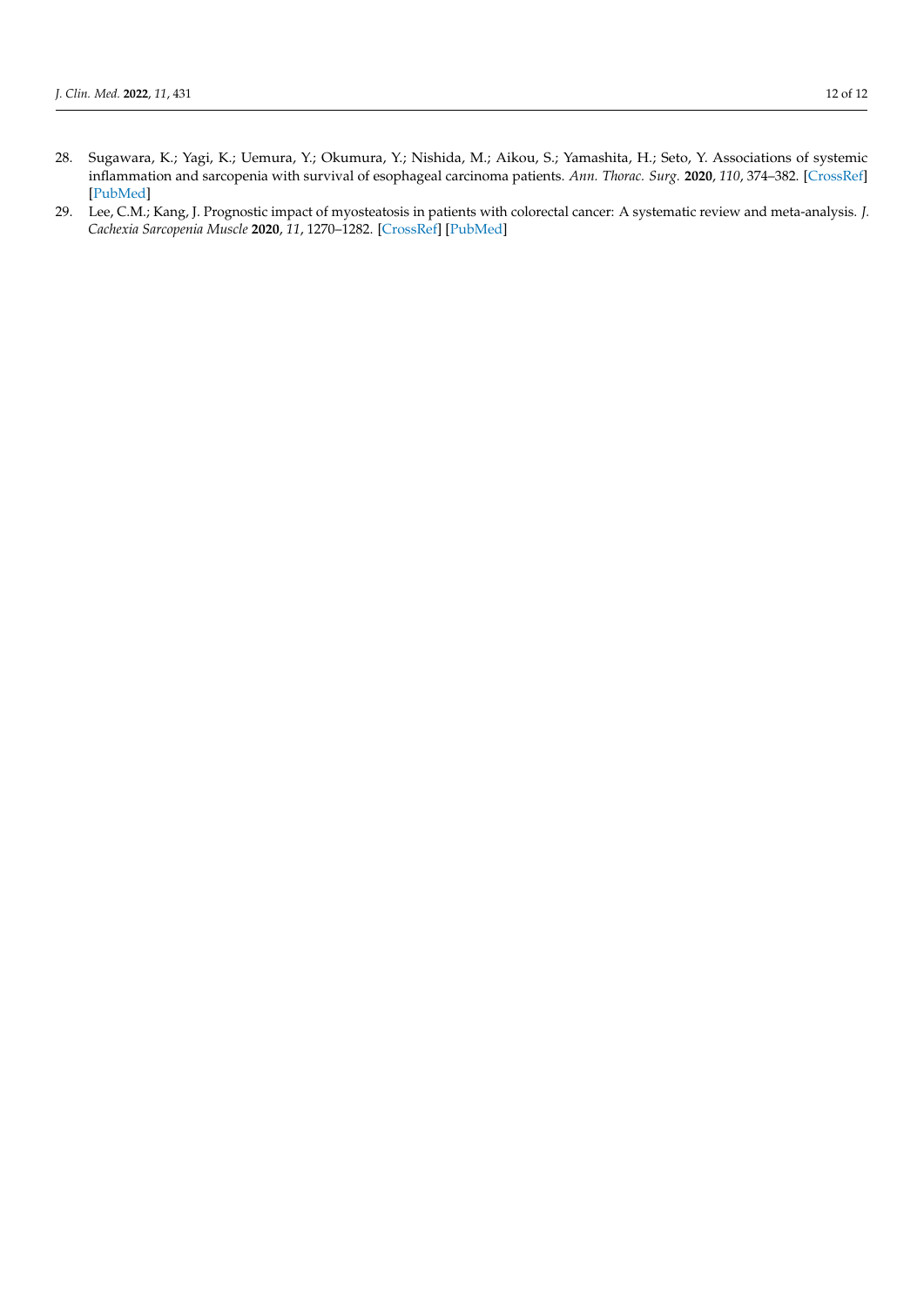28. Sugawara, K.; Yagi, K.; Uemura, Y.; Okumura, Y.; Nishida, M.; Aikou, S.; Yamashita, H.; Seto, Y. Associations of systemic inflammation and sarcopenia with survival of esophageal carcinoma patients. *Ann. Thorac. Surg.* **2020**, *110*, 374–382. [CrossRef] [PubMed]
29. Lee, C.M.; Kang, J. Prognostic impact of myosteatosis in patients with colorectal cancer: A systematic review and meta-analysis. *J. Cachexia Sarcopenia Muscle* **2020**, *11*, 1270–1282. [CrossRef] [PubMed]